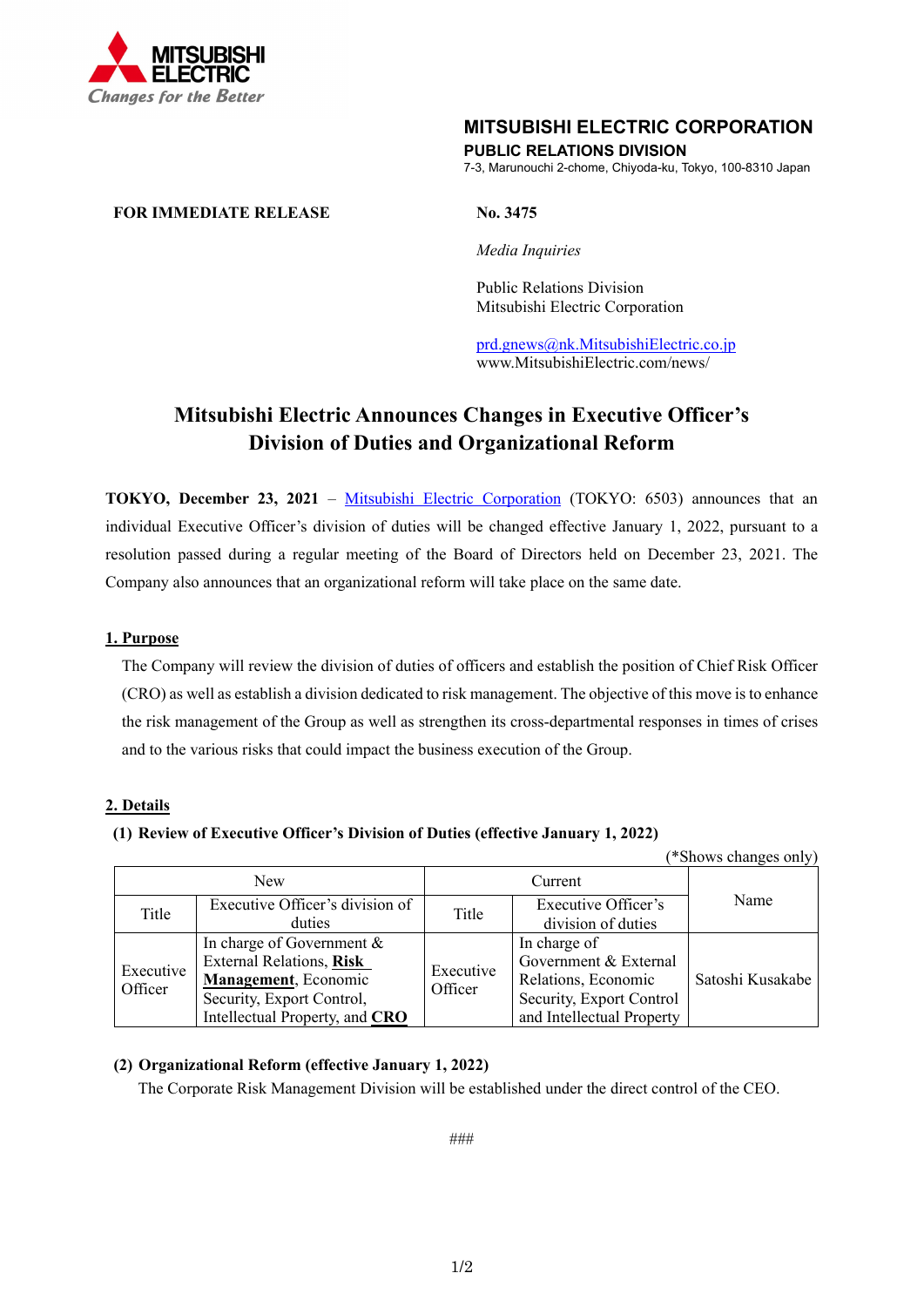MITSUBISHI ELECTRIC
Changes for the Better

**MITSUBISHI ELECTRIC CORPORATION**
**PUBLIC RELATIONS DIVISION**
7-3, Marunouchi 2-chome, Chiyoda-ku, Tokyo, 100-8310 Japan

**FOR IMMEDIATE RELEASE**

**No. 3475**

*Media Inquiries*

Public Relations Division
Mitsubishi Electric Corporation

prd.gnews@nk.MitsubishiElectric.co.jp
www.MitsubishiElectric.com/news/

# Mitsubishi Electric Announces Changes in Executive Officer's Division of Duties and Organizational Reform

**TOKYO, December 23, 2021** – Mitsubishi Electric Corporation (TOKYO: 6503) announces that an individual Executive Officer's division of duties will be changed effective January 1, 2022, pursuant to a resolution passed during a regular meeting of the Board of Directors held on December 23, 2021. The Company also announces that an organizational reform will take place on the same date.

## 1. Purpose

The Company will review the division of duties of officers and establish the position of Chief Risk Officer (CRO) as well as establish a division dedicated to risk management. The objective of this move is to enhance the risk management of the Group as well as strengthen its cross-departmental responses in times of crises and to the various risks that could impact the business execution of the Group.

## 2. Details

**(1) Review of Executive Officer's Division of Duties (effective January 1, 2022)**

(*Shows changes only)

| New | | Current | | Name |
|---|---|---|---|---|
| Title | Executive Officer's division of duties | Title | Executive Officer's division of duties | |
| Executive Officer | In charge of Government & External Relations, **Risk Management**, Economic Security, Export Control, Intellectual Property, and **CRO** | Executive Officer | In charge of Government & External Relations, Economic Security, Export Control and Intellectual Property | Satoshi Kusakabe |

**(2) Organizational Reform (effective January 1, 2022)**

The Corporate Risk Management Division will be established under the direct control of the CEO.

###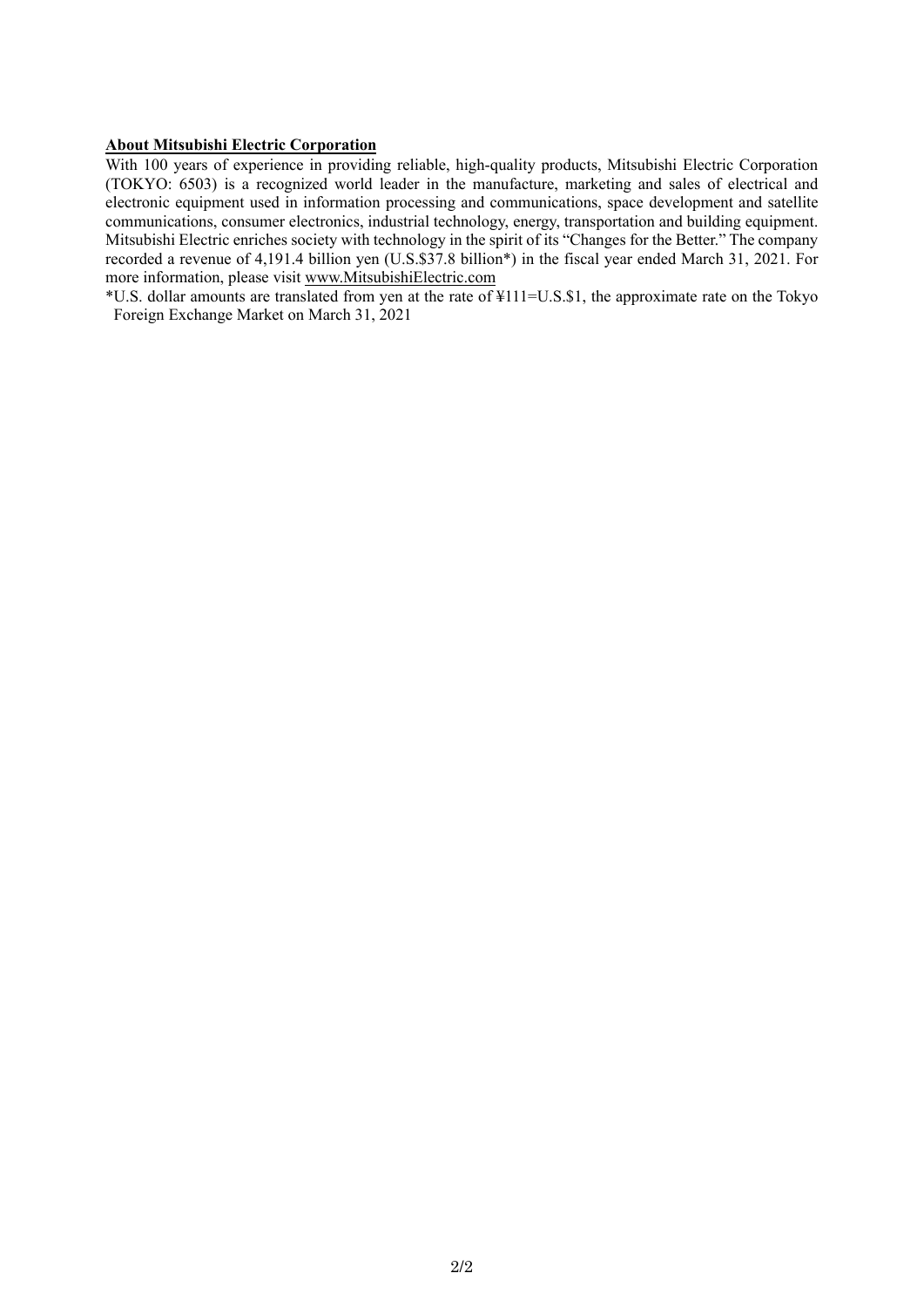**About Mitsubishi Electric Corporation**

With 100 years of experience in providing reliable, high-quality products, Mitsubishi Electric Corporation (TOKYO: 6503) is a recognized world leader in the manufacture, marketing and sales of electrical and electronic equipment used in information processing and communications, space development and satellite communications, consumer electronics, industrial technology, energy, transportation and building equipment. Mitsubishi Electric enriches society with technology in the spirit of its "Changes for the Better." The company recorded a revenue of 4,191.4 billion yen (U.S.$37.8 billion*) in the fiscal year ended March 31, 2021. For more information, please visit www.MitsubishiElectric.com

*U.S. dollar amounts are translated from yen at the rate of ¥111=U.S.$1, the approximate rate on the Tokyo Foreign Exchange Market on March 31, 2021